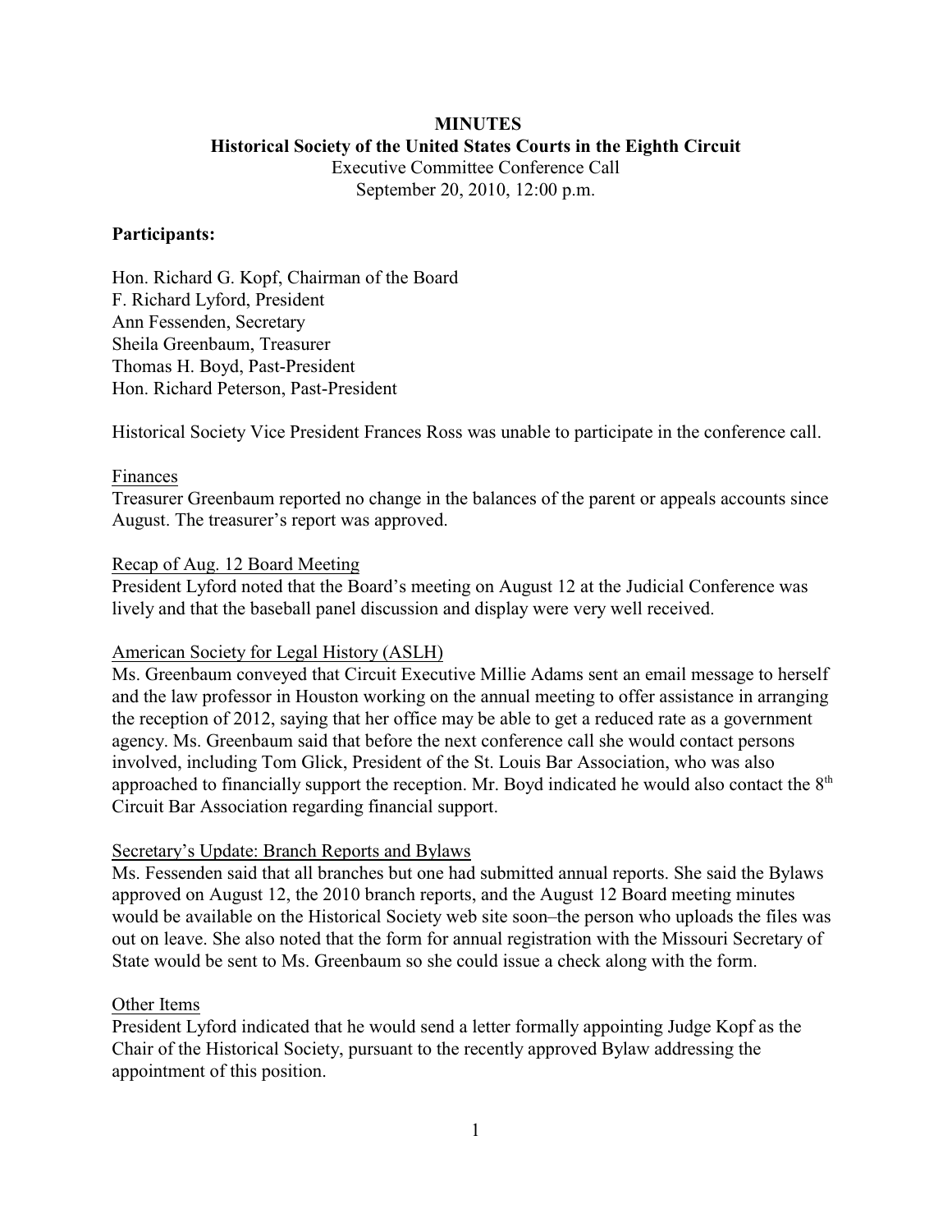**MINUTES**

**Historical Society of the United States Courts in the Eighth Circuit**

Executive Committee Conference Call

September 20, 2010, 12:00 p.m.

**Participants:**

Hon. Richard G. Kopf, Chairman of the Board
F. Richard Lyford, President
Ann Fessenden, Secretary
Sheila Greenbaum, Treasurer
Thomas H. Boyd, Past-President
Hon. Richard Peterson, Past-President

Historical Society Vice President Frances Ross was unable to participate in the conference call.

<u>Finances</u>

Treasurer Greenbaum reported no change in the balances of the parent or appeals accounts since August. The treasurer's report was approved.

<u>Recap of Aug. 12 Board Meeting</u>

President Lyford noted that the Board's meeting on August 12 at the Judicial Conference was lively and that the baseball panel discussion and display were very well received.

<u>American Society for Legal History (ASLH)</u>

Ms. Greenbaum conveyed that Circuit Executive Millie Adams sent an email message to herself and the law professor in Houston working on the annual meeting to offer assistance in arranging the reception of 2012, saying that her office may be able to get a reduced rate as a government agency. Ms. Greenbaum said that before the next conference call she would contact persons involved, including Tom Glick, President of the St. Louis Bar Association, who was also approached to financially support the reception. Mr. Boyd indicated he would also contact the 8th Circuit Bar Association regarding financial support.

<u>Secretary's Update: Branch Reports and Bylaws</u>

Ms. Fessenden said that all branches but one had submitted annual reports. She said the Bylaws approved on August 12, the 2010 branch reports, and the August 12 Board meeting minutes would be available on the Historical Society web site soon–the person who uploads the files was out on leave. She also noted that the form for annual registration with the Missouri Secretary of State would be sent to Ms. Greenbaum so she could issue a check along with the form.

<u>Other Items</u>

President Lyford indicated that he would send a letter formally appointing Judge Kopf as the Chair of the Historical Society, pursuant to the recently approved Bylaw addressing the appointment of this position.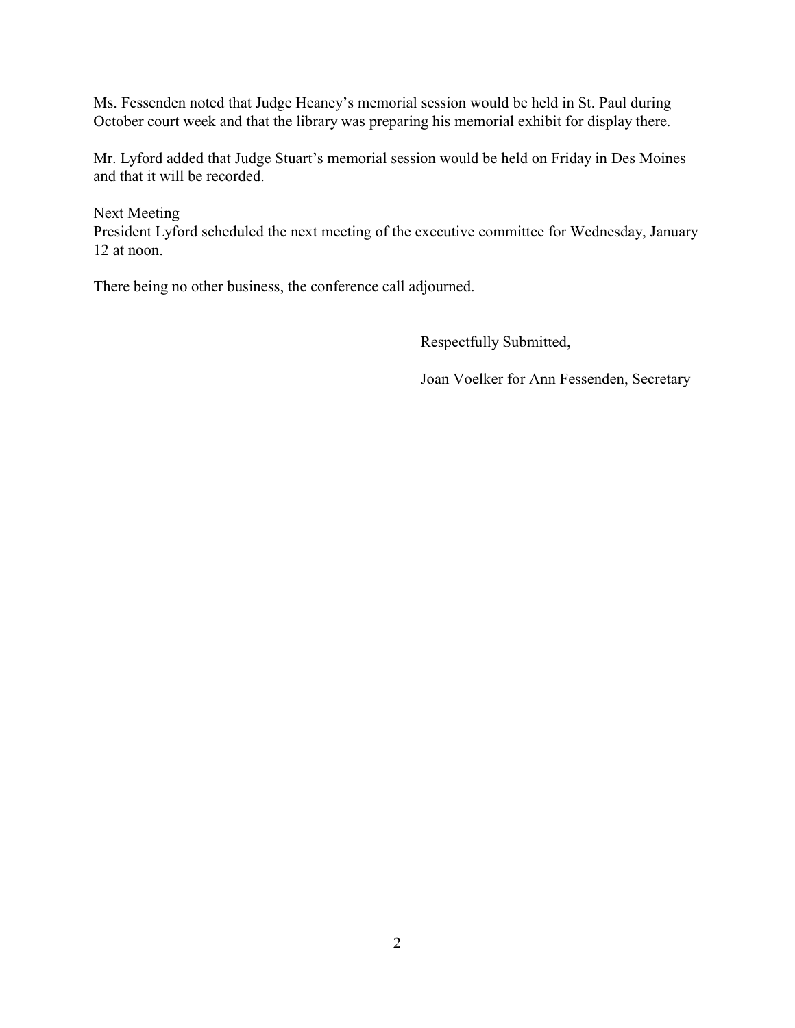Ms. Fessenden noted that Judge Heaney's memorial session would be held in St. Paul during October court week and that the library was preparing his memorial exhibit for display there.

Mr. Lyford added that Judge Stuart's memorial session would be held on Friday in Des Moines and that it will be recorded.

<u>Next Meeting</u>
President Lyford scheduled the next meeting of the executive committee for Wednesday, January 12 at noon.

There being no other business, the conference call adjourned.

Respectfully Submitted,

Joan Voelker for Ann Fessenden, Secretary